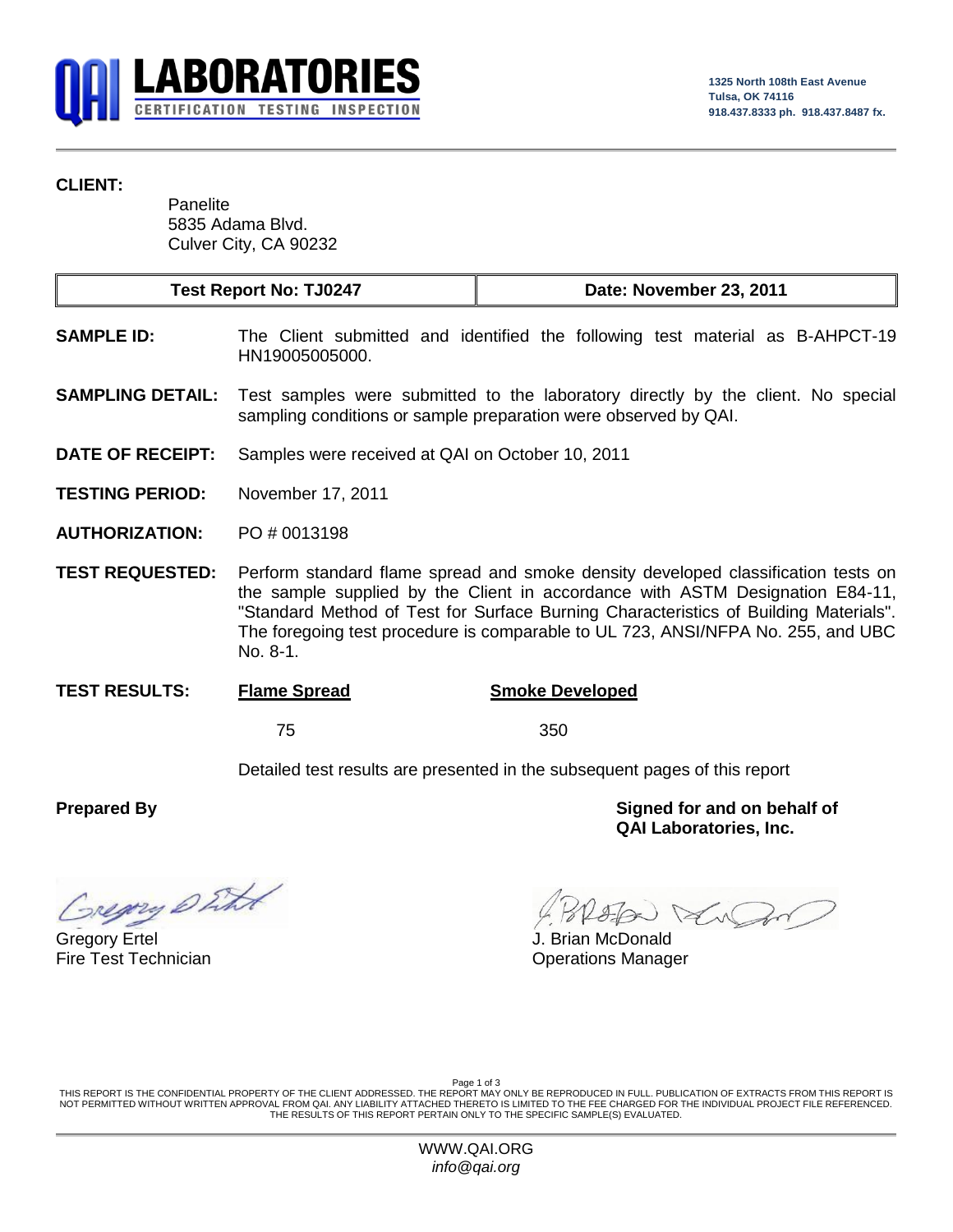**QAI LABORATORIES**
CERTIFICATION TESTING INSPECTION

1325 North 108th East Avenue
Tulsa, OK 74116
918.437.8333 ph. 918.437.8487 fx.

**CLIENT:**

Panelite
5835 Adama Blvd.
Culver City, CA 90232

| Test Report No: TJ0247 | Date: November 23, 2011 |
|---|---|

**SAMPLE ID:** The Client submitted and identified the following test material as B-AHPCT-19 HN19005005000.

**SAMPLING DETAIL:** Test samples were submitted to the laboratory directly by the client. No special sampling conditions or sample preparation were observed by QAI.

**DATE OF RECEIPT:** Samples were received at QAI on October 10, 2011

**TESTING PERIOD:** November 17, 2011

**AUTHORIZATION:** PO # 0013198

**TEST REQUESTED:** Perform standard flame spread and smoke density developed classification tests on the sample supplied by the Client in accordance with ASTM Designation E84-11, "Standard Method of Test for Surface Burning Characteristics of Building Materials". The foregoing test procedure is comparable to UL 723, ANSI/NFPA No. 255, and UBC No. 8-1.

**TEST RESULTS:**

| Flame Spread | Smoke Developed |
|---|---|
| 75 | 350 |

Detailed test results are presented in the subsequent pages of this report

**Prepared By**

Gregory Ertel
Fire Test Technician

**Signed for and on behalf of QAI Laboratories, Inc.**

J. Brian McDonald
Operations Manager

THIS REPORT IS THE CONFIDENTIAL PROPERTY OF THE CLIENT ADDRESSED. THE REPORT MAY ONLY BE REPRODUCED IN FULL. PUBLICATION OF EXTRACTS FROM THIS REPORT IS NOT PERMITTED WITHOUT WRITTEN APPROVAL FROM QAI. ANY LIABILITY ATTACHED THERETO IS LIMITED TO THE FEE CHARGED FOR THE INDIVIDUAL PROJECT FILE REFERENCED. THE RESULTS OF THIS REPORT PERTAIN ONLY TO THE SPECIFIC SAMPLE(S) EVALUATED.

WWW.QAI.ORG
*info@qai.org*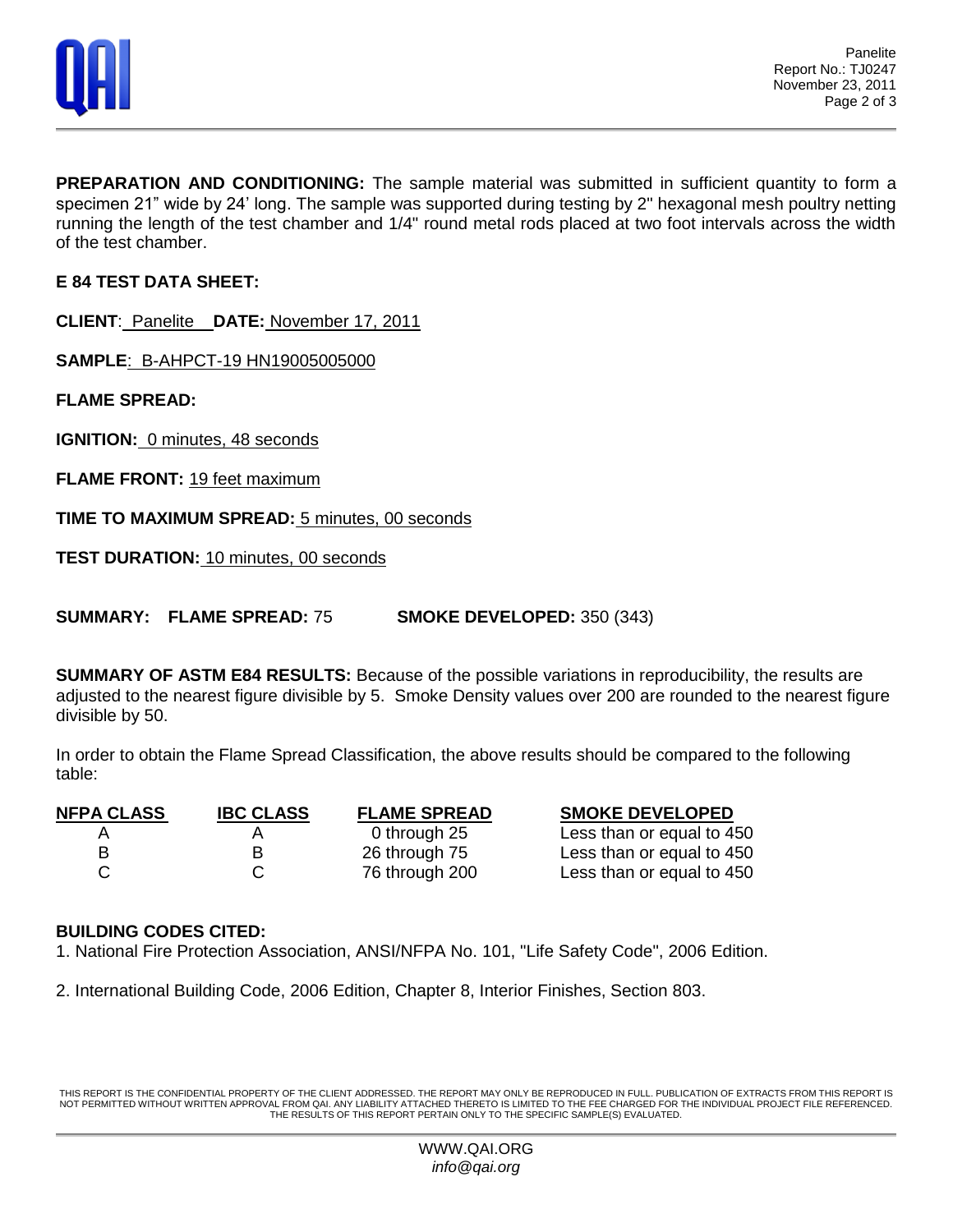**PREPARATION AND CONDITIONING:** The sample material was submitted in sufficient quantity to form a specimen 21" wide by 24' long. The sample was supported during testing by 2" hexagonal mesh poultry netting running the length of the test chamber and 1/4" round metal rods placed at two foot intervals across the width of the test chamber.

**E 84 TEST DATA SHEET:**

**CLIENT**: Panelite **DATE:** November 17, 2011

**SAMPLE**: B-AHPCT-19 HN19005005000

**FLAME SPREAD:**

**IGNITION:** 0 minutes, 48 seconds

**FLAME FRONT:** 19 feet maximum

**TIME TO MAXIMUM SPREAD:** 5 minutes, 00 seconds

**TEST DURATION:** 10 minutes, 00 seconds

**SUMMARY: FLAME SPREAD:** 75 **SMOKE DEVELOPED:** 350 (343)

**SUMMARY OF ASTM E84 RESULTS:** Because of the possible variations in reproducibility, the results are adjusted to the nearest figure divisible by 5. Smoke Density values over 200 are rounded to the nearest figure divisible by 50.

In order to obtain the Flame Spread Classification, the above results should be compared to the following table:

| NFPA CLASS | IBC CLASS | FLAME SPREAD | SMOKE DEVELOPED |
|---|---|---|---|
| A | A | 0 through 25 | Less than or equal to 450 |
| B | B | 26 through 75 | Less than or equal to 450 |
| C | C | 76 through 200 | Less than or equal to 450 |

**BUILDING CODES CITED:**

1. National Fire Protection Association, ANSI/NFPA No. 101, "Life Safety Code", 2006 Edition.

2. International Building Code, 2006 Edition, Chapter 8, Interior Finishes, Section 803.

THIS REPORT IS THE CONFIDENTIAL PROPERTY OF THE CLIENT ADDRESSED. THE REPORT MAY ONLY BE REPRODUCED IN FULL. PUBLICATION OF EXTRACTS FROM THIS REPORT IS NOT PERMITTED WITHOUT WRITTEN APPROVAL FROM QAI. ANY LIABILITY ATTACHED THERETO IS LIMITED TO THE FEE CHARGED FOR THE INDIVIDUAL PROJECT FILE REFERENCED. THE RESULTS OF THIS REPORT PERTAIN ONLY TO THE SPECIFIC SAMPLE(S) EVALUATED.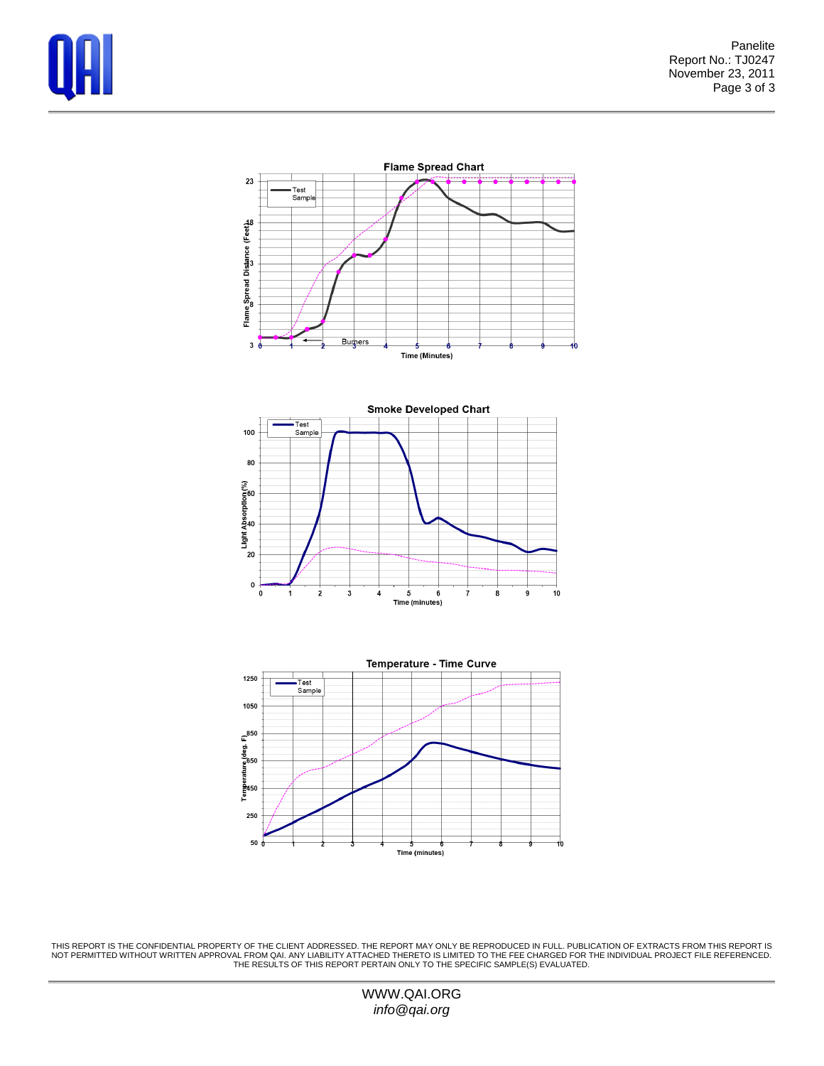Flame Spread Chart

Test Sample

Flame Spread Distance (Feet)

23

18

13

8

3

0 1 2 3 4 5 6 7 8 9 10

Burners

Time (Minutes)

Smoke Developed Chart

Test Sample

Light Absorption (%)

100

80

60

40

20

0

0 1 2 3 4 5 6 7 8 9 10

Time (minutes)

Temperature - Time Curve

Test Sample

Temperature (deg. F)

1250

1050

850

650

450

250

50

0 1 2 3 4 5 6 7 8 9 10

Time (minutes)

THIS REPORT IS THE CONFIDENTIAL PROPERTY OF THE CLIENT ADDRESSED. THE REPORT MAY ONLY BE REPRODUCED IN FULL. PUBLICATION OF EXTRACTS FROM THIS REPORT IS NOT PERMITTED WITHOUT WRITTEN APPROVAL FROM QAI. ANY LIABILITY ATTACHED THERETO IS LIMITED TO THE FEE CHARGED FOR THE INDIVIDUAL PROJECT FILE REFERENCED. THE RESULTS OF THIS REPORT PERTAIN ONLY TO THE SPECIFIC SAMPLE(S) EVALUATED.